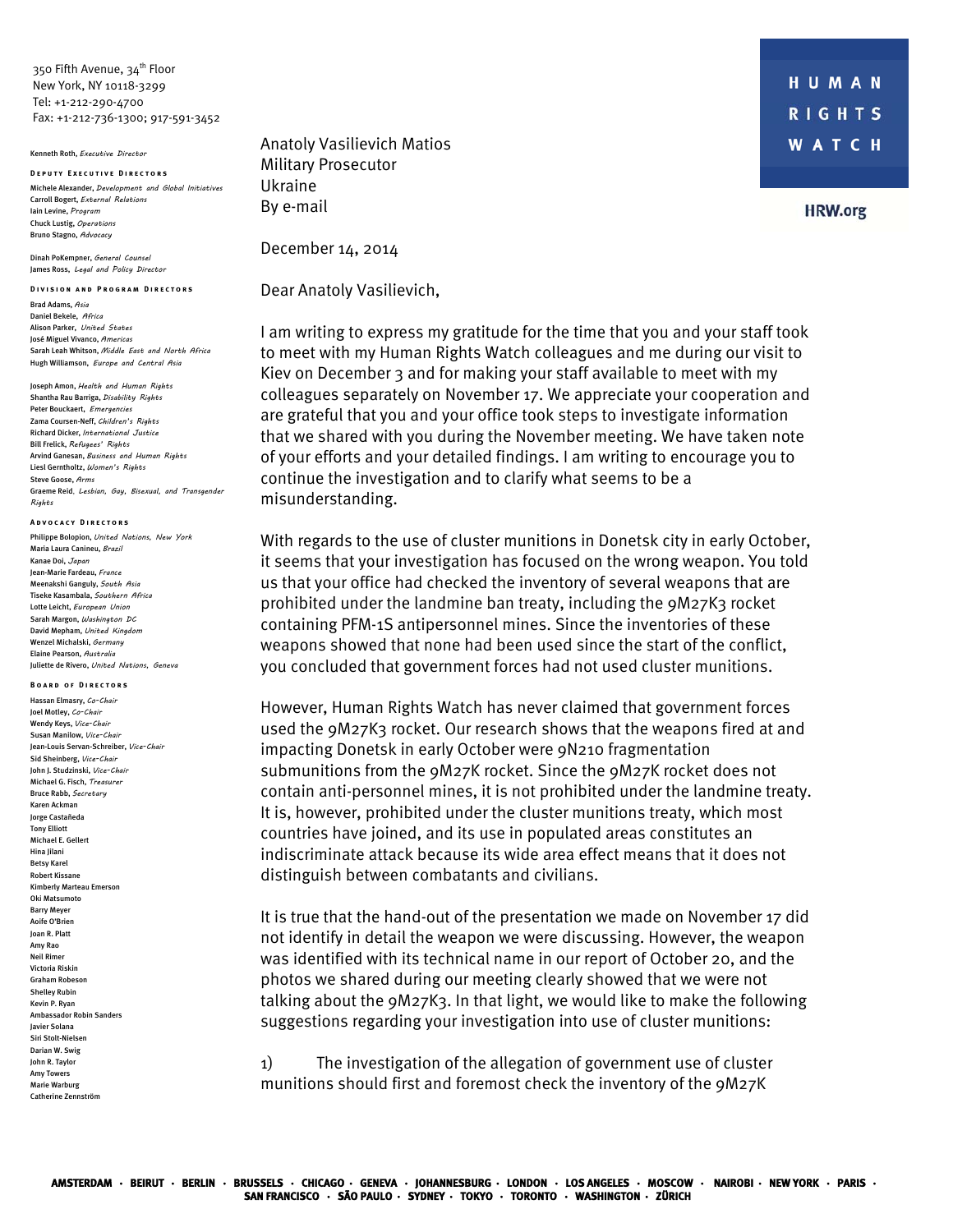350 Fifth Avenue, 34th Floor
New York, NY 10118-3299
Tel: +1-212-290-4700
Fax: +1-212-736-1300; 917-591-3452

Kenneth Roth, *Executive Director*

**Deputy Executive Directors**
Michele Alexander, *Development and Global Initiatives*
Carroll Bogert, *External Relations*
Iain Levine, *Program*
Chuck Lustig, *Operations*
Bruno Stagno, *Advocacy*

Dinah PoKempner, *General Counsel*
James Ross, *Legal and Policy Director*

**Division and Program Directors**
Brad Adams, *Asia*
Daniel Bekele, *Africa*
Alison Parker, *United States*
José Miguel Vivanco, *Americas*
Sarah Leah Whitson, *Middle East and North Africa*
Hugh Williamson, *Europe and Central Asia*

Joseph Amon, *Health and Human Rights*
Shantha Rau Barriga, *Disability Rights*
Peter Bouckaert, *Emergencies*
Zama Coursen-Neff, *Children's Rights*
Richard Dicker, *International Justice*
Bill Frelick, *Refugees' Rights*
Arvind Ganesan, *Business and Human Rights*
Liesl Gerntholtz, *Women's Rights*
Steve Goose, *Arms*
Graeme Reid, *Lesbian, Gay, Bisexual, and Transgender Rights*

**Advocacy Directors**
Philippe Bolopion, *United Nations, New York*
Maria Laura Canineu, *Brazil*
Kanae Doi, *Japan*
Jean-Marie Fardeau, *France*
Meenakshi Ganguly, *South Asia*
Tiseke Kasambala, *Southern Africa*
Lotte Leicht, *European Union*
Sarah Margon, *Washington DC*
David Mepham, *United Kingdom*
Wenzel Michalski, *Germany*
Elaine Pearson, *Australia*
Juliette de Rivero, *United Nations, Geneva*

**Board of Directors**
Hassan Elmasry, *Co-Chair*
Joel Motley, *Co-Chair*
Wendy Keys, *Vice-Chair*
Susan Manilow, *Vice-Chair*
Jean-Louis Servan-Schreiber, *Vice-Chair*
Sid Sheinberg, *Vice-Chair*
John J. Studzinski, *Vice-Chair*
Michael G. Fisch, *Treasurer*
Bruce Rabb, *Secretary*
Karen Ackman
Jorge Castañeda
Tony Elliott
Michael E. Gellert
Hina Jilani
Betsy Karel
Robert Kissane
Kimberly Marteau Emerson
Oki Matsumoto
Barry Meyer
Aoife O'Brien
Joan R. Platt
Amy Rao
Neil Rimer
Victoria Riskin
Graham Robeson
Shelley Rubin
Kevin P. Ryan
Ambassador Robin Sanders
Javier Solana
Siri Stolt-Nielsen
Darian W. Swig
John R. Taylor
Amy Towers
Marie Warburg
Catherine Zennström

**HUMAN RIGHTS WATCH**

HRW.org

Anatoly Vasilievich Matios
Military Prosecutor
Ukraine
By e-mail

December 14, 2014

Dear Anatoly Vasilievich,

I am writing to express my gratitude for the time that you and your staff took to meet with my Human Rights Watch colleagues and me during our visit to Kiev on December 3 and for making your staff available to meet with my colleagues separately on November 17. We appreciate your cooperation and are grateful that you and your office took steps to investigate information that we shared with you during the November meeting. We have taken note of your efforts and your detailed findings. I am writing to encourage you to continue the investigation and to clarify what seems to be a misunderstanding.

With regards to the use of cluster munitions in Donetsk city in early October, it seems that your investigation has focused on the wrong weapon. You told us that your office had checked the inventory of several weapons that are prohibited under the landmine ban treaty, including the 9M27K3 rocket containing PFM-1S antipersonnel mines. Since the inventories of these weapons showed that none had been used since the start of the conflict, you concluded that government forces had not used cluster munitions.

However, Human Rights Watch has never claimed that government forces used the 9M27K3 rocket. Our research shows that the weapons fired at and impacting Donetsk in early October were 9N210 fragmentation submunitions from the 9M27K rocket. Since the 9M27K rocket does not contain anti-personnel mines, it is not prohibited under the landmine treaty. It is, however, prohibited under the cluster munitions treaty, which most countries have joined, and its use in populated areas constitutes an indiscriminate attack because its wide area effect means that it does not distinguish between combatants and civilians.

It is true that the hand-out of the presentation we made on November 17 did not identify in detail the weapon we were discussing. However, the weapon was identified with its technical name in our report of October 20, and the photos we shared during our meeting clearly showed that we were not talking about the 9M27K3. In that light, we would like to make the following suggestions regarding your investigation into use of cluster munitions:

1) The investigation of the allegation of government use of cluster munitions should first and foremost check the inventory of the 9M27K

AMSTERDAM · BEIRUT · BERLIN · BRUSSELS · CHICAGO · GENEVA · JOHANNESBURG · LONDON · LOS ANGELES · MOSCOW · NAIROBI · NEW YORK · PARIS · SAN FRANCISCO · SÃO PAULO · SYDNEY · TOKYO · TORONTO · WASHINGTON · ZÜRICH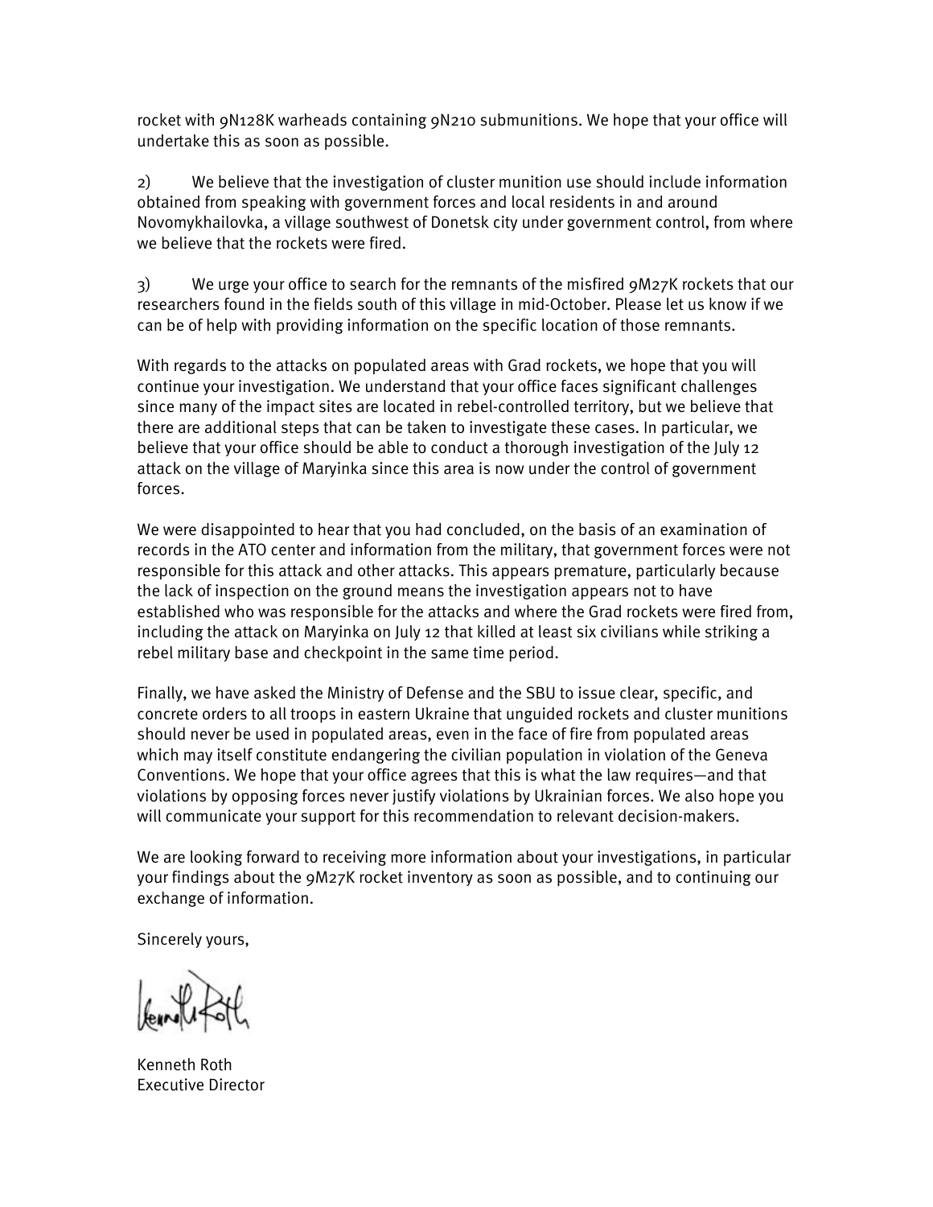rocket with 9N128K warheads containing 9N210 submunitions. We hope that your office will undertake this as soon as possible.

2) We believe that the investigation of cluster munition use should include information obtained from speaking with government forces and local residents in and around Novomykhailovka, a village southwest of Donetsk city under government control, from where we believe that the rockets were fired.

3) We urge your office to search for the remnants of the misfired 9M27K rockets that our researchers found in the fields south of this village in mid-October. Please let us know if we can be of help with providing information on the specific location of those remnants.

With regards to the attacks on populated areas with Grad rockets, we hope that you will continue your investigation. We understand that your office faces significant challenges since many of the impact sites are located in rebel-controlled territory, but we believe that there are additional steps that can be taken to investigate these cases. In particular, we believe that your office should be able to conduct a thorough investigation of the July 12 attack on the village of Maryinka since this area is now under the control of government forces.

We were disappointed to hear that you had concluded, on the basis of an examination of records in the ATO center and information from the military, that government forces were not responsible for this attack and other attacks. This appears premature, particularly because the lack of inspection on the ground means the investigation appears not to have established who was responsible for the attacks and where the Grad rockets were fired from, including the attack on Maryinka on July 12 that killed at least six civilians while striking a rebel military base and checkpoint in the same time period.

Finally, we have asked the Ministry of Defense and the SBU to issue clear, specific, and concrete orders to all troops in eastern Ukraine that unguided rockets and cluster munitions should never be used in populated areas, even in the face of fire from populated areas which may itself constitute endangering the civilian population in violation of the Geneva Conventions. We hope that your office agrees that this is what the law requires—and that violations by opposing forces never justify violations by Ukrainian forces. We also hope you will communicate your support for this recommendation to relevant decision-makers.

We are looking forward to receiving more information about your investigations, in particular your findings about the 9M27K rocket inventory as soon as possible, and to continuing our exchange of information.

Sincerely yours,

Kenneth Roth
Executive Director